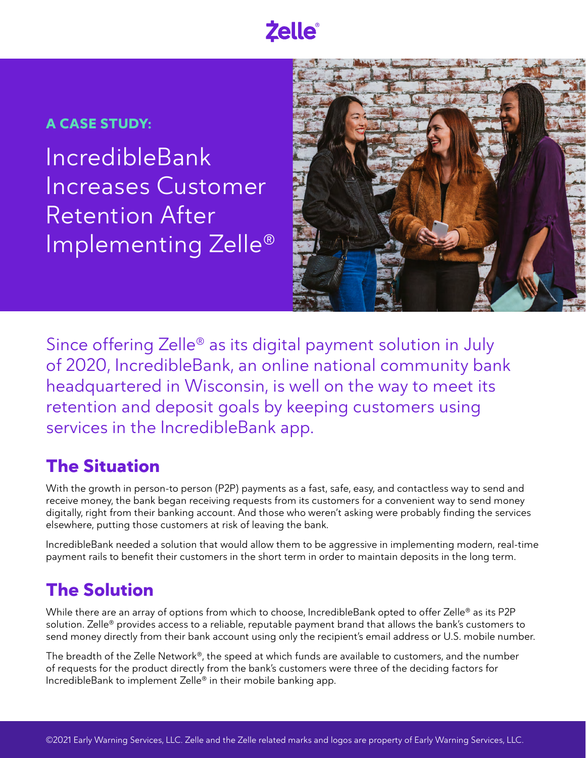Zelle®

**A CASE STUDY:**

# IncredibleBank Increases Customer Retention After Implementing Zelle®

Since offering Zelle® as its digital payment solution in July of 2020, IncredibleBank, an online national community bank headquartered in Wisconsin, is well on the way to meet its retention and deposit goals by keeping customers using services in the IncredibleBank app.

## The Situation

With the growth in person-to person (P2P) payments as a fast, safe, easy, and contactless way to send and receive money, the bank began receiving requests from its customers for a convenient way to send money digitally, right from their banking account. And those who weren't asking were probably finding the services elsewhere, putting those customers at risk of leaving the bank.

IncredibleBank needed a solution that would allow them to be aggressive in implementing modern, real-time payment rails to benefit their customers in the short term in order to maintain deposits in the long term.

## The Solution

While there are an array of options from which to choose, IncredibleBank opted to offer Zelle® as its P2P solution. Zelle® provides access to a reliable, reputable payment brand that allows the bank's customers to send money directly from their bank account using only the recipient's email address or U.S. mobile number.

The breadth of the Zelle Network®, the speed at which funds are available to customers, and the number of requests for the product directly from the bank's customers were three of the deciding factors for IncredibleBank to implement Zelle® in their mobile banking app.

©2021 Early Warning Services, LLC. Zelle and the Zelle related marks and logos are property of Early Warning Services, LLC.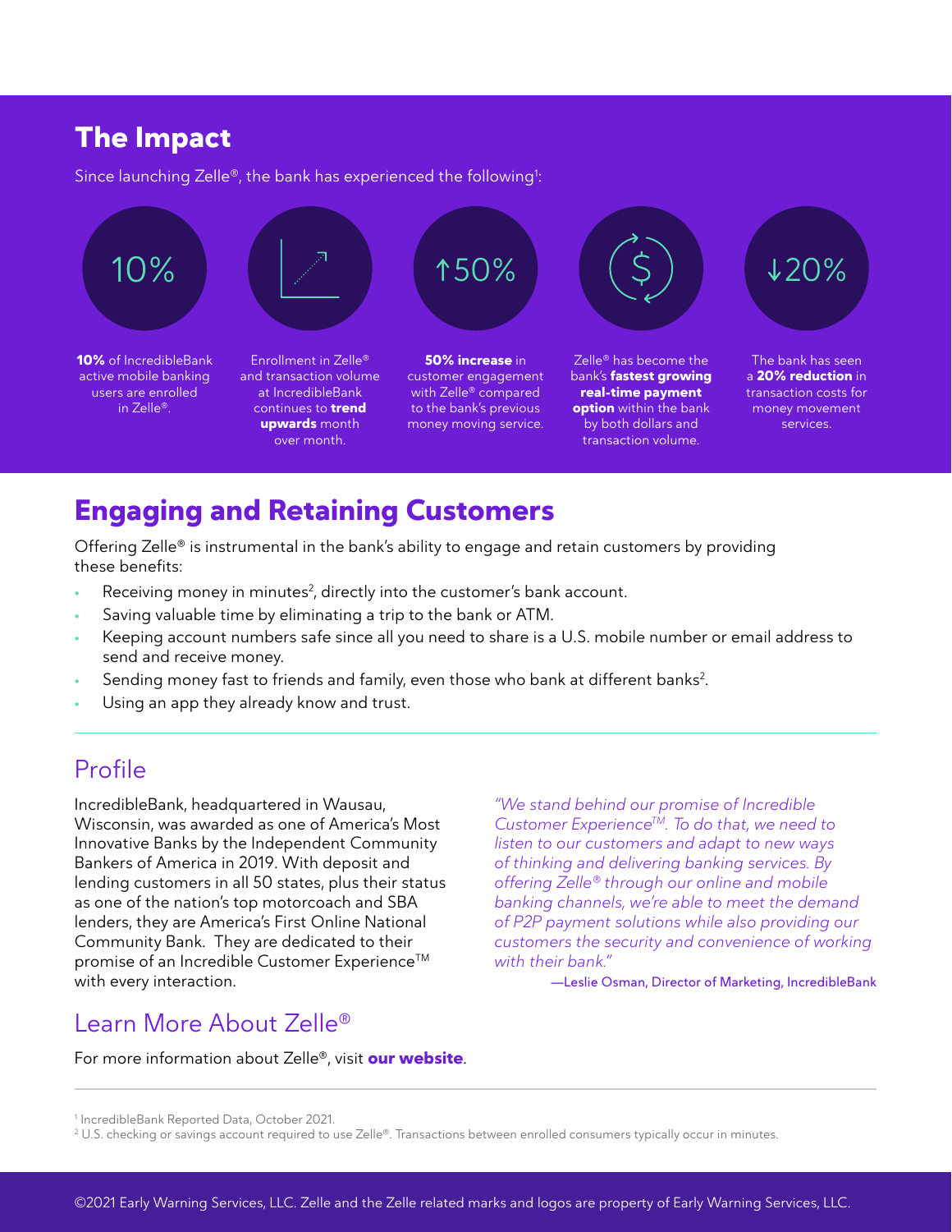## The Impact

Since launching Zelle®, the bank has experienced the following[1]:

10%

**10%** of IncredibleBank active mobile banking users are enrolled in Zelle®.

Enrollment in Zelle® and transaction volume at IncredibleBank continues to **trend upwards** month over month.

↑50%

**50% increase** in customer engagement with Zelle® compared to the bank's previous money moving service.

Zelle® has become the bank's **fastest growing real-time payment option** within the bank by both dollars and transaction volume.

↓20%

The bank has seen a **20% reduction** in transaction costs for money movement services.

## Engaging and Retaining Customers

Offering Zelle® is instrumental in the bank's ability to engage and retain customers by providing these benefits:

- Receiving money in minutes[2], directly into the customer's bank account.
- Saving valuable time by eliminating a trip to the bank or ATM.
- Keeping account numbers safe since all you need to share is a U.S. mobile number or email address to send and receive money.
- Sending money fast to friends and family, even those who bank at different banks[2].
- Using an app they already know and trust.

## Profile

IncredibleBank, headquartered in Wausau, Wisconsin, was awarded as one of America's Most Innovative Banks by the Independent Community Bankers of America in 2019. With deposit and lending customers in all 50 states, plus their status as one of the nation's top motorcoach and SBA lenders, they are America's First Online National Community Bank. They are dedicated to their promise of an Incredible Customer Experience™ with every interaction.

*"We stand behind our promise of Incredible Customer Experience™. To do that, we need to listen to our customers and adapt to new ways of thinking and delivering banking services. By offering Zelle® through our online and mobile banking channels, we're able to meet the demand of P2P payment solutions while also providing our customers the security and convenience of working with their bank."*

—Leslie Osman, Director of Marketing, IncredibleBank

## Learn More About Zelle®

For more information about Zelle®, visit **our website**.

[1] IncredibleBank Reported Data, October 2021.

[2] U.S. checking or savings account required to use Zelle®. Transactions between enrolled consumers typically occur in minutes.

©2021 Early Warning Services, LLC. Zelle and the Zelle related marks and logos are property of Early Warning Services, LLC.